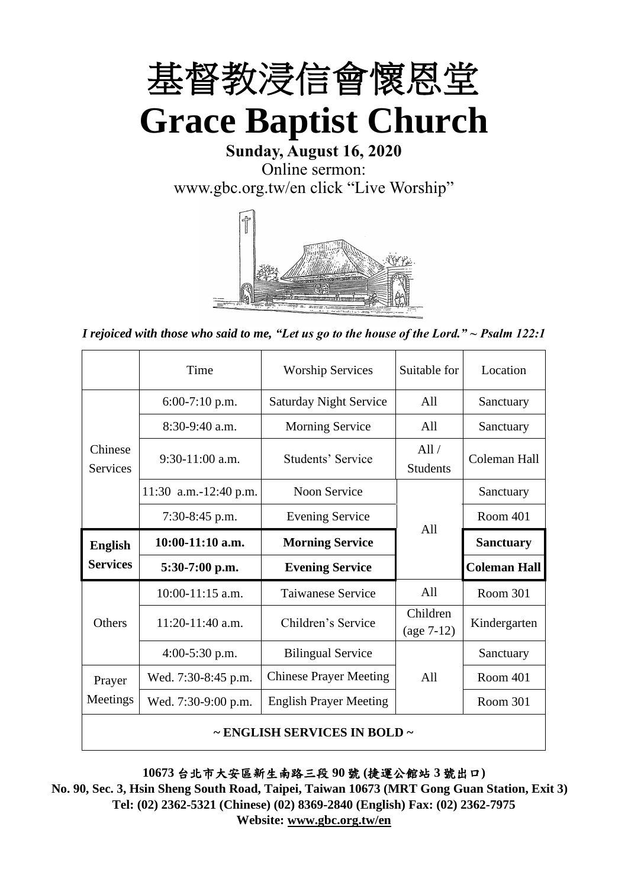# 基督教浸信會懷恩堂

# Grace Baptist Church

**Sunday, August 16, 2020**

Online sermon:

www.gbc.org.tw/en click "Live Worship"

*I rejoiced with those who said to me, "Let us go to the house of the Lord." ~ Psalm 122:1*

| | Time | Worship Services | Suitable for | Location |
|---|---|---|---|---|
| Chinese Services | 6:00-7:10 p.m. | Saturday Night Service | All | Sanctuary |
| | 8:30-9:40 a.m. | Morning Service | All | Sanctuary |
| | 9:30-11:00 a.m. | Students' Service | All / Students | Coleman Hall |
| | 11:30 a.m.-12:40 p.m. | Noon Service | All | Sanctuary |
| | 7:30-8:45 p.m. | Evening Service | | Room 401 |
| **English Services** | **10:00-11:10 a.m.** | **Morning Service** | | **Sanctuary** |
| | **5:30-7:00 p.m.** | **Evening Service** | | **Coleman Hall** |
| Others | 10:00-11:15 a.m. | Taiwanese Service | All | Room 301 |
| | 11:20-11:40 a.m. | Children's Service | Children (age 7-12) | Kindergarten |
| | 4:00-5:30 p.m. | Bilingual Service | All | Sanctuary |
| Prayer Meetings | Wed. 7:30-8:45 p.m. | Chinese Prayer Meeting | | Room 401 |
| | Wed. 7:30-9:00 p.m. | English Prayer Meeting | | Room 301 |
| **~ ENGLISH SERVICES IN BOLD ~** | | | | |

**10673 台北市大安區新生南路三段 90 號 (捷運公館站 3 號出口)**

**No. 90, Sec. 3, Hsin Sheng South Road, Taipei, Taiwan 10673 (MRT Gong Guan Station, Exit 3)**

**Tel: (02) 2362-5321 (Chinese) (02) 8369-2840 (English) Fax: (02) 2362-7975**

**Website: www.gbc.org.tw/en**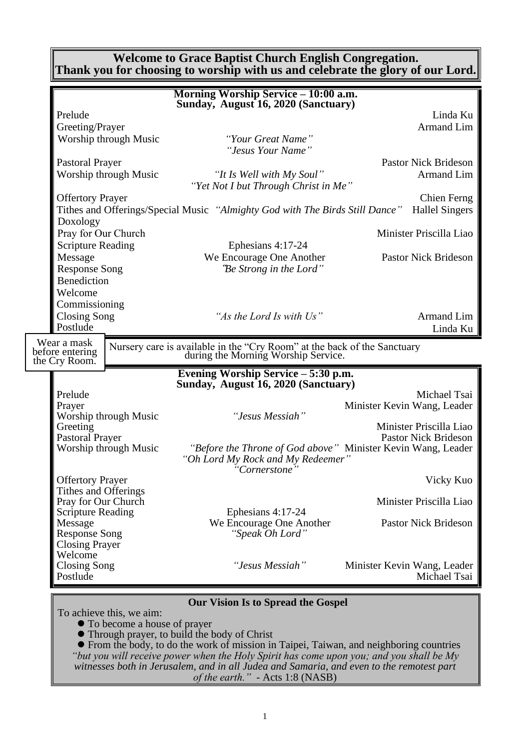**Welcome to Grace Baptist Church English Congregation.**
**Thank you for choosing to worship with us and celebrate the glory of our Lord.**

## Morning Worship Service – 10:00 a.m.
### Sunday, August 16, 2020 (Sanctuary)

| | | |
|---|---|---|
| Prelude | | Linda Ku |
| Greeting/Prayer | | Armand Lim |
| Worship through Music | *"Your Great Name"* *"Jesus Your Name"* | |
| Pastoral Prayer | | Pastor Nick Brideson |
| Worship through Music | *"It Is Well with My Soul"* *"Yet Not I but Through Christ in Me"* | Armand Lim |
| Offertory Prayer | | Chien Ferng |
| Tithes and Offerings/Special Music | *"Almighty God with The Birds Still Dance"* | Hallel Singers |
| Doxology | | |
| Pray for Our Church | | Minister Priscilla Liao |
| Scripture Reading | Ephesians 4:17-24 | |
| Message | We Encourage One Another | Pastor Nick Brideson |
| Response Song | *"Be Strong in the Lord"* | |
| Benediction | | |
| Welcome | | |
| Commissioning | | |
| Closing Song | *"As the Lord Is with Us"* | Armand Lim |
| Postlude | | Linda Ku |

Wear a mask before entering the Cry Room.

Nursery care is available in the "Cry Room" at the back of the Sanctuary during the Morning Worship Service.

## Evening Worship Service – 5:30 p.m.
### Sunday, August 16, 2020 (Sanctuary)

| | | |
|---|---|---|
| Prelude | | Michael Tsai |
| Prayer | | Minister Kevin Wang, Leader |
| Worship through Music | *"Jesus Messiah"* | |
| Greeting | | Minister Priscilla Liao |
| Pastoral Prayer | | Pastor Nick Brideson |
| Worship through Music | *"Before the Throne of God above"* *"Oh Lord My Rock and My Redeemer"* *"Cornerstone"* | Minister Kevin Wang, Leader |
| Offertory Prayer | | Vicky Kuo |
| Tithes and Offerings | | |
| Pray for Our Church | | Minister Priscilla Liao |
| Scripture Reading | Ephesians 4:17-24 | |
| Message | We Encourage One Another | Pastor Nick Brideson |
| Response Song | *"Speak Oh Lord"* | |
| Closing Prayer | | |
| Welcome | | |
| Closing Song | *"Jesus Messiah"* | Minister Kevin Wang, Leader |
| Postlude | | Michael Tsai |

## Our Vision Is to Spread the Gospel

To achieve this, we aim:

- To become a house of prayer
- Through prayer, to build the body of Christ
- From the body, to do the work of mission in Taipei, Taiwan, and neighboring countries

*"but you will receive power when the Holy Spirit has come upon you; and you shall be My witnesses both in Jerusalem, and in all Judea and Samaria, and even to the remotest part of the earth."* - Acts 1:8 (NASB)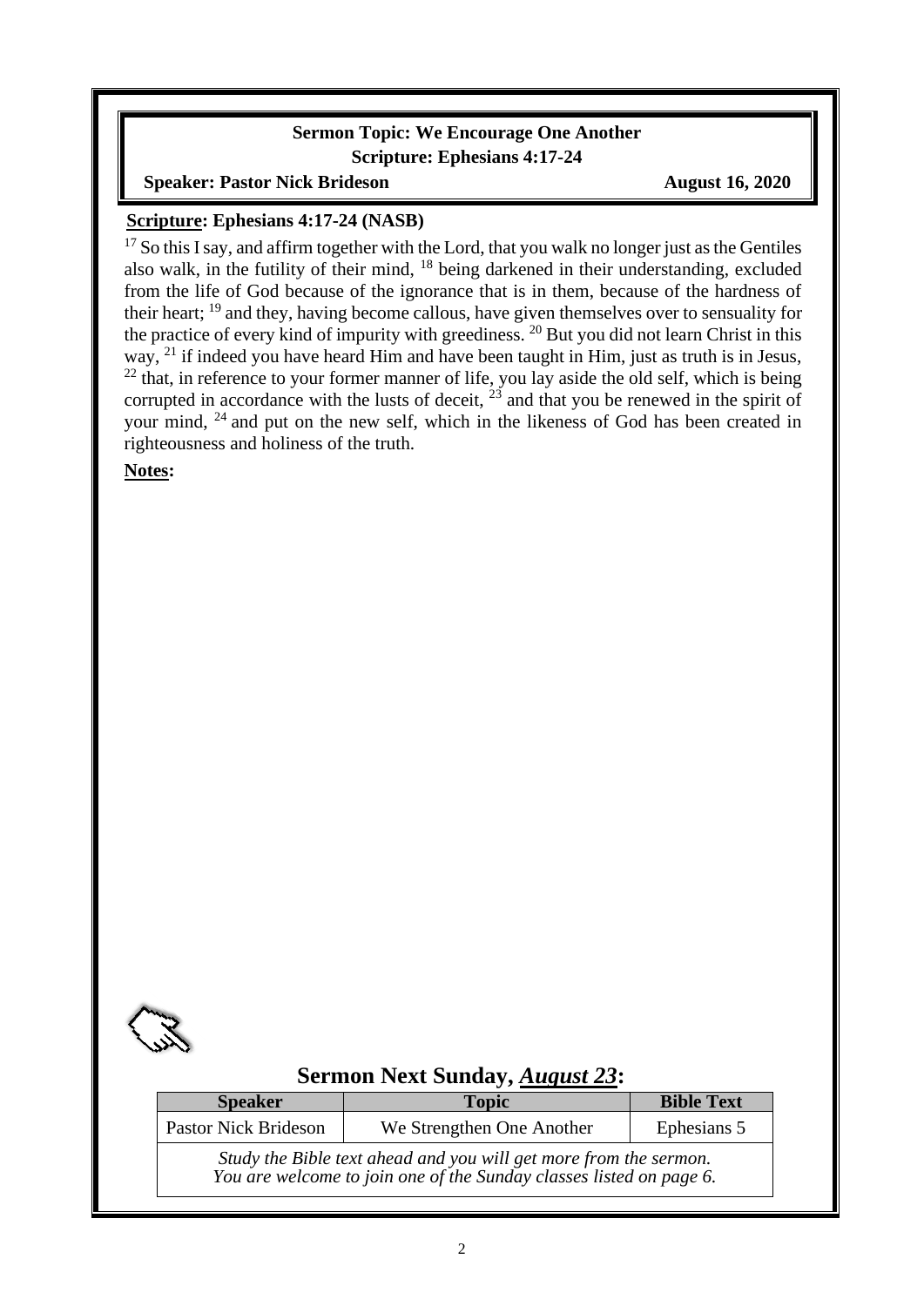**Sermon Topic: We Encourage One Another**
**Scripture: Ephesians 4:17-24**
**Speaker: Pastor Nick Brideson** **August 16, 2020**

**Scripture: Ephesians 4:17-24 (NASB)**

[17] So this I say, and affirm together with the Lord, that you walk no longer just as the Gentiles also walk, in the futility of their mind, [18] being darkened in their understanding, excluded from the life of God because of the ignorance that is in them, because of the hardness of their heart; [19] and they, having become callous, have given themselves over to sensuality for the practice of every kind of impurity with greediness. [20] But you did not learn Christ in this way, [21] if indeed you have heard Him and have been taught in Him, just as truth is in Jesus, [22] that, in reference to your former manner of life, you lay aside the old self, which is being corrupted in accordance with the lusts of deceit, [23] and that you be renewed in the spirit of your mind, [24] and put on the new self, which in the likeness of God has been created in righteousness and holiness of the truth.

**Notes:**

## Sermon Next Sunday, *August 23*:

| Speaker | Topic | Bible Text |
|---|---|---|
| Pastor Nick Brideson | We Strengthen One Another | Ephesians 5 |
| *Study the Bible text ahead and you will get more from the sermon. You are welcome to join one of the Sunday classes listed on page 6.* | | |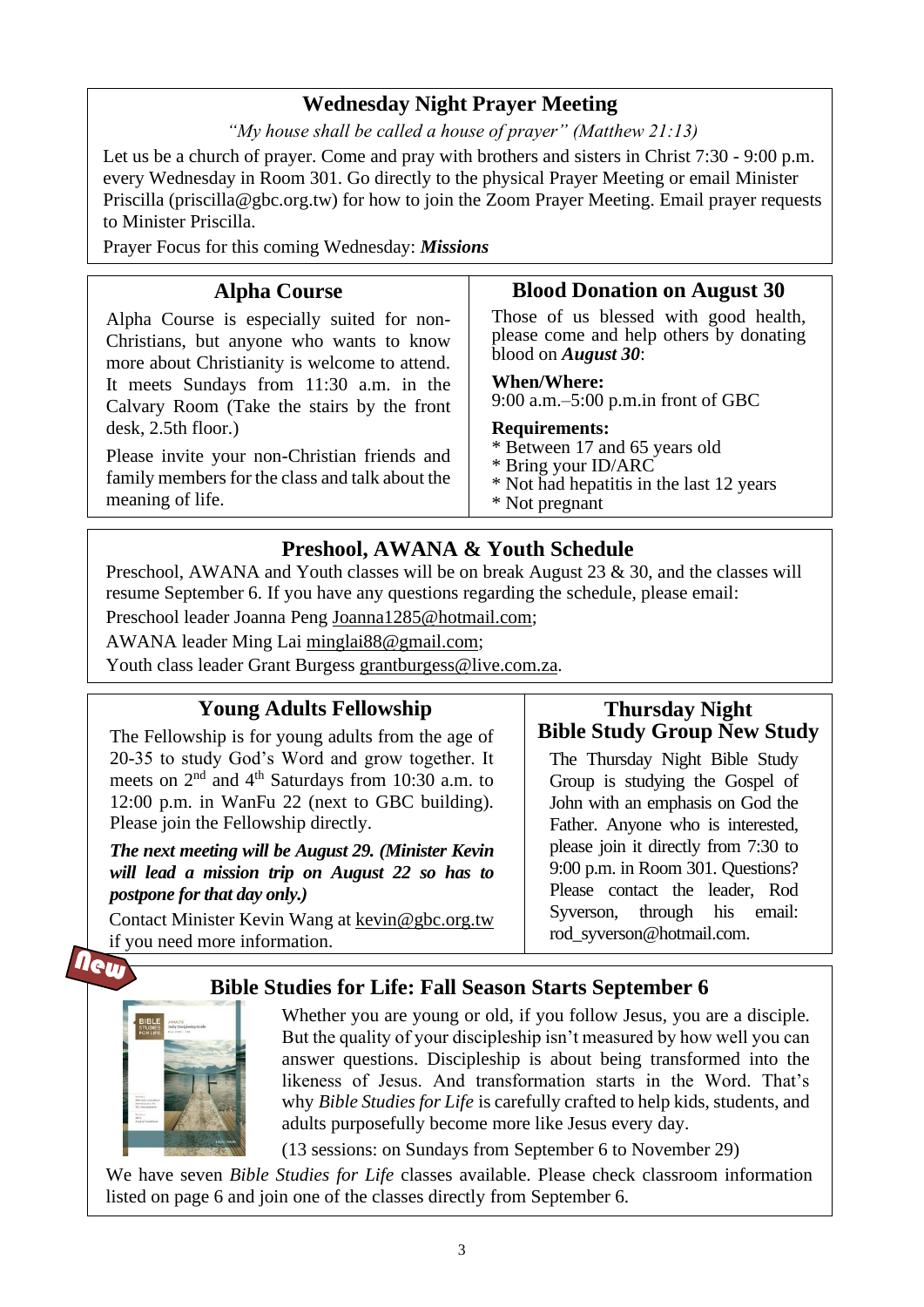## Wednesday Night Prayer Meeting

*"My house shall be called a house of prayer" (Matthew 21:13)*

Let us be a church of prayer. Come and pray with brothers and sisters in Christ 7:30 - 9:00 p.m. every Wednesday in Room 301. Go directly to the physical Prayer Meeting or email Minister Priscilla (priscilla@gbc.org.tw) for how to join the Zoom Prayer Meeting. Email prayer requests to Minister Priscilla.

Prayer Focus for this coming Wednesday: ***Missions***

## Alpha Course

Alpha Course is especially suited for non-Christians, but anyone who wants to know more about Christianity is welcome to attend. It meets Sundays from 11:30 a.m. in the Calvary Room (Take the stairs by the front desk, 2.5th floor.)

Please invite your non-Christian friends and family members for the class and talk about the meaning of life.

## Blood Donation on August 30

Those of us blessed with good health, please come and help others by donating blood on ***August 30***:

**When/Where:**
9:00 a.m.–5:00 p.m.in front of GBC

**Requirements:**
* Between 17 and 65 years old
* Bring your ID/ARC
* Not had hepatitis in the last 12 years
* Not pregnant

## Preshool, AWANA & Youth Schedule

Preschool, AWANA and Youth classes will be on break August 23 & 30, and the classes will resume September 6. If you have any questions regarding the schedule, please email:

Preschool leader Joanna Peng Joanna1285@hotmail.com;

AWANA leader Ming Lai minglai88@gmail.com;

Youth class leader Grant Burgess grantburgess@live.com.za.

## Young Adults Fellowship

The Fellowship is for young adults from the age of 20-35 to study God's Word and grow together. It meets on 2nd and 4th Saturdays from 10:30 a.m. to 12:00 p.m. in WanFu 22 (next to GBC building). Please join the Fellowship directly.

***The next meeting will be August 29. (Minister Kevin will lead a mission trip on August 22 so has to postpone for that day only.)***

Contact Minister Kevin Wang at kevin@gbc.org.tw if you need more information.

## Thursday Night Bible Study Group New Study

The Thursday Night Bible Study Group is studying the Gospel of John with an emphasis on God the Father. Anyone who is interested, please join it directly from 7:30 to 9:00 p.m. in Room 301. Questions? Please contact the leader, Rod Syverson, through his email: rod_syverson@hotmail.com.

## Bible Studies for Life: Fall Season Starts September 6

Whether you are young or old, if you follow Jesus, you are a disciple. But the quality of your discipleship isn't measured by how well you can answer questions. Discipleship is about being transformed into the likeness of Jesus. And transformation starts in the Word. That's why *Bible Studies for Life* is carefully crafted to help kids, students, and adults purposefully become more like Jesus every day.

(13 sessions: on Sundays from September 6 to November 29)

We have seven *Bible Studies for Life* classes available. Please check classroom information listed on page 6 and join one of the classes directly from September 6.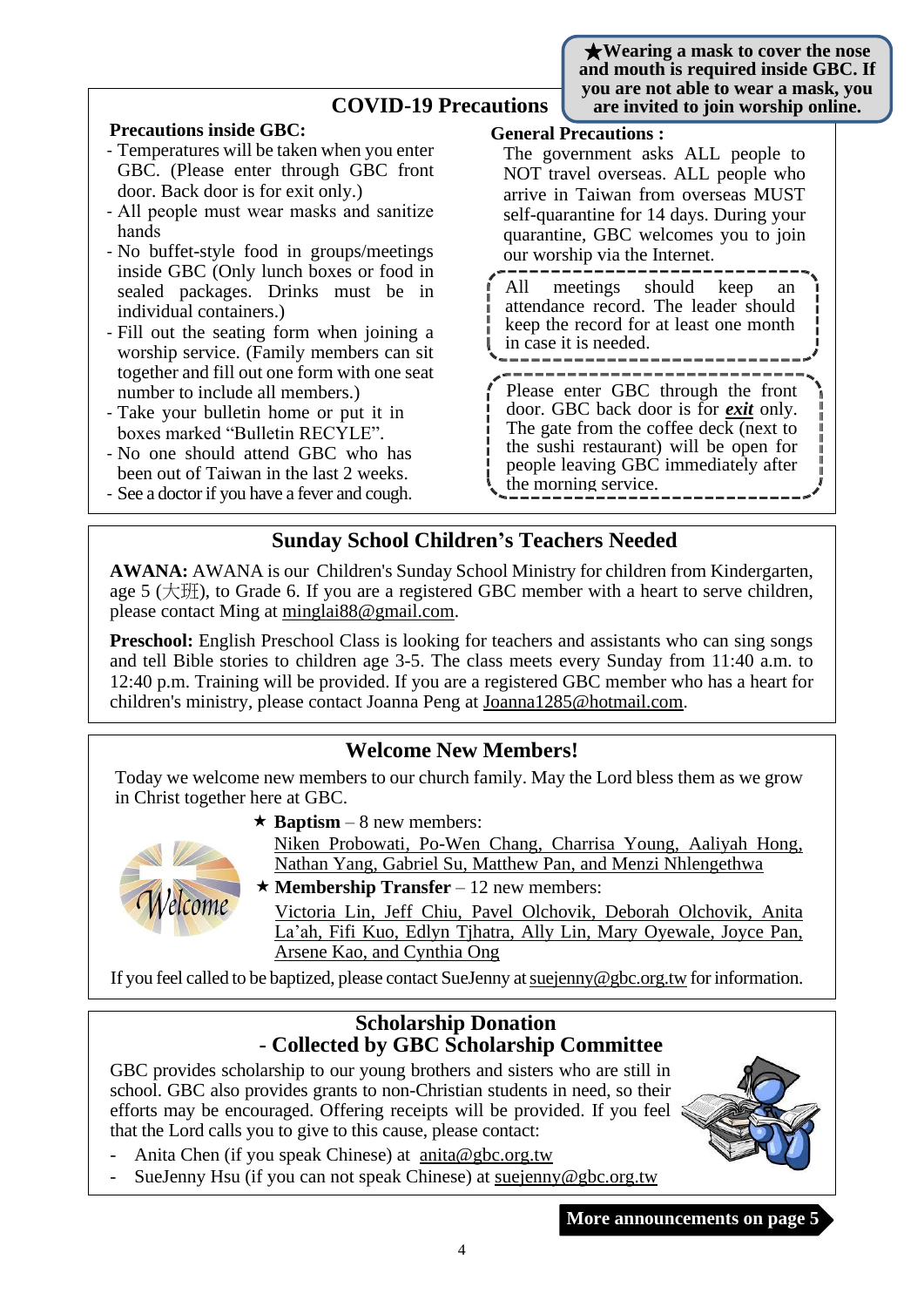★**Wearing a mask to cover the nose and mouth is required inside GBC. If you are not able to wear a mask, you are invited to join worship online.**

## COVID-19 Precautions

**Precautions inside GBC:**

- Temperatures will be taken when you enter GBC. (Please enter through GBC front door. Back door is for exit only.)
- All people must wear masks and sanitize hands
- No buffet-style food in groups/meetings inside GBC (Only lunch boxes or food in sealed packages. Drinks must be in individual containers.)
- Fill out the seating form when joining a worship service. (Family members can sit together and fill out one form with one seat number to include all members.)
- Take your bulletin home or put it in boxes marked "Bulletin RECYLE".
- No one should attend GBC who has been out of Taiwan in the last 2 weeks.
- See a doctor if you have a fever and cough.

**General Precautions :**

The government asks ALL people to NOT travel overseas. ALL people who arrive in Taiwan from overseas MUST self-quarantine for 14 days. During your quarantine, GBC welcomes you to join our worship via the Internet.

All meetings should keep an attendance record. The leader should keep the record for at least one month in case it is needed.

Please enter GBC through the front door. GBC back door is for ***exit*** only. The gate from the coffee deck (next to the sushi restaurant) will be open for people leaving GBC immediately after the morning service.

## Sunday School Children's Teachers Needed

**AWANA:** AWANA is our Children's Sunday School Ministry for children from Kindergarten, age 5 (大班), to Grade 6. If you are a registered GBC member with a heart to serve children, please contact Ming at minglai88@gmail.com.

**Preschool:** English Preschool Class is looking for teachers and assistants who can sing songs and tell Bible stories to children age 3-5. The class meets every Sunday from 11:40 a.m. to 12:40 p.m. Training will be provided. If you are a registered GBC member who has a heart for children's ministry, please contact Joanna Peng at Joanna1285@hotmail.com.

## Welcome New Members!

Today we welcome new members to our church family. May the Lord bless them as we grow in Christ together here at GBC.

★ **Baptism** – 8 new members:
Niken Probowati, Po-Wen Chang, Charrisa Young, Aaliyah Hong, Nathan Yang, Gabriel Su, Matthew Pan, and Menzi Nhlengethwa

★ **Membership Transfer** – 12 new members:
Victoria Lin, Jeff Chiu, Pavel Olchovik, Deborah Olchovik, Anita La'ah, Fifi Kuo, Edlyn Tjhatra, Ally Lin, Mary Oyewale, Joyce Pan, Arsene Kao, and Cynthia Ong

If you feel called to be baptized, please contact SueJenny at suejenny@gbc.org.tw for information.

## Scholarship Donation
## - Collected by GBC Scholarship Committee

GBC provides scholarship to our young brothers and sisters who are still in school. GBC also provides grants to non-Christian students in need, so their efforts may be encouraged. Offering receipts will be provided. If you feel that the Lord calls you to this cause, please contact:

- Anita Chen (if you speak Chinese) at anita@gbc.org.tw
- SueJenny Hsu (if you can not speak Chinese) at suejenny@gbc.org.tw

**More announcements on page 5**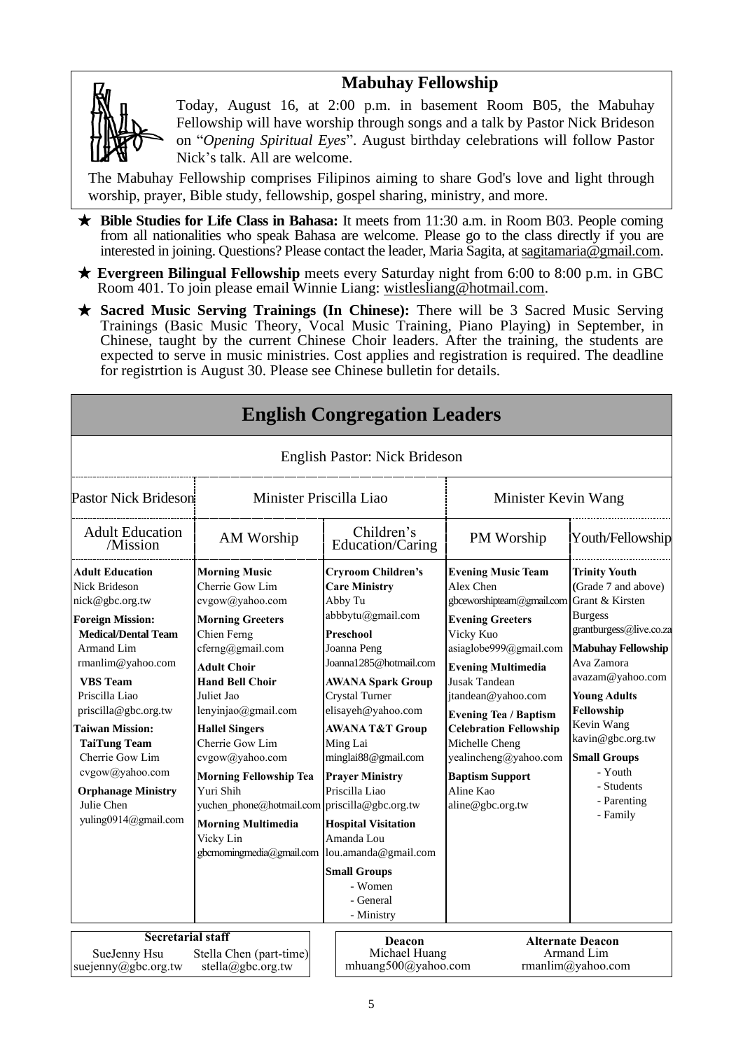## Mabuhay Fellowship

Today, August 16, at 2:00 p.m. in basement Room B05, the Mabuhay Fellowship will have worship through songs and a talk by Pastor Nick Brideson on "*Opening Spiritual Eyes*". August birthday celebrations will follow Pastor Nick's talk. All are welcome.

The Mabuhay Fellowship comprises Filipinos aiming to share God's love and light through worship, prayer, Bible study, fellowship, gospel sharing, ministry, and more.

★ **Bible Studies for Life Class in Bahasa:** It meets from 11:30 a.m. in Room B03. People coming from all nationalities who speak Bahasa are welcome. Please go to the class directly if you are interested in joining. Questions? Please contact the leader, Maria Sagita, at sagitamaria@gmail.com.

★ **Evergreen Bilingual Fellowship** meets every Saturday night from 6:00 to 8:00 p.m. in GBC Room 401. To join please email Winnie Liang: wistlesliang@hotmail.com.

★ **Sacred Music Serving Trainings (In Chinese):** There will be 3 Sacred Music Serving Trainings (Basic Music Theory, Vocal Music Training, Piano Playing) in September, in Chinese, taught by the current Chinese Choir leaders. After the training, the students are expected to serve in music ministries. Cost applies and registration is required. The deadline for registrtion is August 30. Please see Chinese bulletin for details.

## English Congregation Leaders

English Pastor: Nick Brideson

| Pastor Nick Brideson | Minister Priscilla Liao | | Minister Kevin Wang | |
|---|---|---|---|---|
| Adult Education /Mission | AM Worship | Children's Education/Caring | PM Worship | Youth/Fellowship |
| **Adult Education**<br>Nick Brideson<br>nick@gbc.org.tw<br>**Foreign Mission:**<br>**Medical/Dental Team**<br>Armand Lim<br>rmanlim@yahoo.com<br>**VBS Team**<br>Priscilla Liao<br>priscilla@gbc.org.tw<br>**Taiwan Mission:**<br>**TaiTung Team**<br>Cherrie Gow Lim<br>cvgow@yahoo.com<br>**Orphanage Ministry**<br>Julie Chen<br>yuling0914@gmail.com | **Morning Music**<br>Cherrie Gow Lim<br>cvgow@yahoo.com<br>**Morning Greeters**<br>Chien Ferng<br>cferng@gmail.com<br>**Adult Choir**<br>**Hand Bell Choir**<br>Juliet Jao<br>lenyinjao@gmail.com<br>**Hallel Singers**<br>Cherrie Gow Lim<br>cvgow@yahoo.com<br>**Morning Fellowship Tea**<br>Yuri Shih<br>yuchen_phone@hotmail.com<br>**Morning Multimedia**<br>Vicky Lin<br>gbcmorningmedia@gmail.com | **Cryroom Children's Care Ministry**<br>Abby Tu<br>abbbytu@gmail.com<br>**Preschool**<br>Joanna Peng<br>Joanna1285@hotmail.com<br>**AWANA Spark Group**<br>Crystal Turner<br>elisayeh@yahoo.com<br>**AWANA T&T Group**<br>Ming Lai<br>minglai88@gmail.com<br>**Prayer Ministry**<br>Priscilla Liao<br>priscilla@gbc.org.tw<br>**Hospital Visitation**<br>Amanda Lou<br>lou.amanda@gmail.com<br>**Small Groups**<br>- Women<br>- General<br>- Ministry | **Evening Music Team**<br>Alex Chen<br>gbceworshipteam@gmail.com<br>**Evening Greeters**<br>Vicky Kuo<br>asiaglobe999@gmail.com<br>**Evening Multimedia**<br>Jusak Tandean<br>jtandean@yahoo.com<br>**Evening Tea / Baptism Celebration Fellowship**<br>Michelle Cheng<br>yealincheng@yahoo.com<br>**Baptism Support**<br>Aline Kao<br>aline@gbc.org.tw | **Trinity Youth** (Grade 7 and above)<br>Grant & Kirsten Burgess<br>grantburgess@live.co.za<br>**Mabuhay Fellowship**<br>Ava Zamora<br>avazam@yahoo.com<br>**Young Adults Fellowship**<br>Kevin Wang<br>kavin@gbc.org.tw<br>**Small Groups**<br>- Youth<br>- Students<br>- Parenting<br>- Family |

**Secretarial staff**
SueJenny Hsu — suejenny@gbc.org.tw
Stella Chen (part-time) — stella@gbc.org.tw

**Deacon**
Michael Huang — mhuang500@yahoo.com

**Alternate Deacon**
Armand Lim — rmanlim@yahoo.com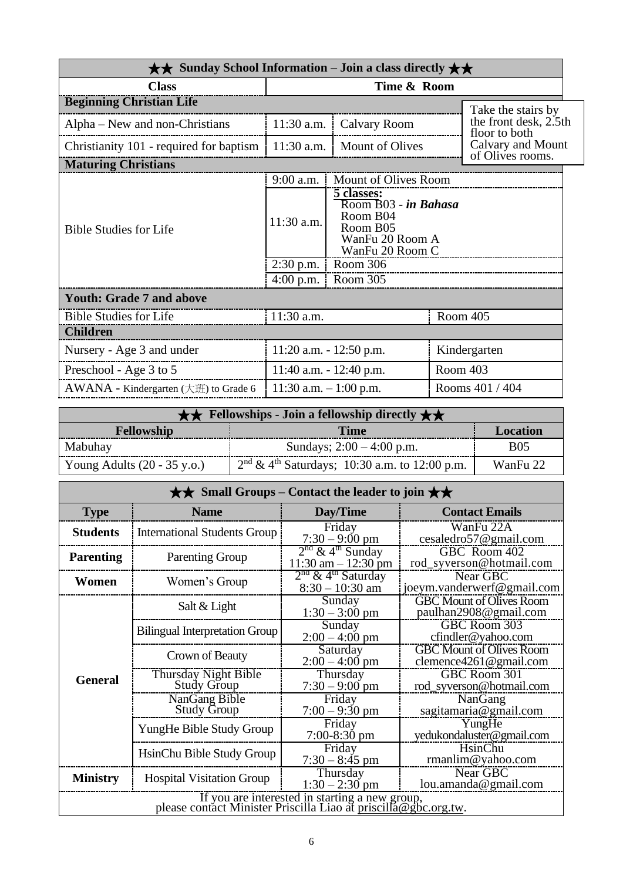## ★★ Sunday School Information – Join a class directly ★★

| Class | Time & Room | | |
|---|---|---|---|
| **Beginning Christian Life** | | | Take the stairs by the front desk, 2.5th floor to both Calvary and Mount of Olives rooms. |
| Alpha – New and non-Christians | 11:30 a.m. | Calvary Room | |
| Christianity 101 - required for baptism | 11:30 a.m. | Mount of Olives | |
| **Maturing Christians** | | | |
| Bible Studies for Life | 9:00 a.m. | Mount of Olives Room | |
| | 11:30 a.m. | **5 classes:** Room B03 - ***in Bahasa*** Room B04 Room B05 WanFu 20 Room A WanFu 20 Room C | |
| | 2:30 p.m. | Room 306 | |
| | 4:00 p.m. | Room 305 | |
| **Youth: Grade 7 and above** | | | |
| Bible Studies for Life | 11:30 a.m. | | Room 405 |
| **Children** | | | |
| Nursery - Age 3 and under | 11:20 a.m. - 12:50 p.m. | | Kindergarten |
| Preschool - Age 3 to 5 | 11:40 a.m. - 12:40 p.m. | | Room 403 |
| AWANA - Kindergarten (大班) to Grade 6 | 11:30 a.m. – 1:00 p.m. | | Rooms 401 / 404 |

## ★★ Fellowships - Join a fellowship directly ★★

| Fellowship | Time | Location |
|---|---|---|
| Mabuhay | Sundays; 2:00 – 4:00 p.m. | B05 |
| Young Adults (20 - 35 y.o.) | 2nd & 4th Saturdays; 10:30 a.m. to 12:00 p.m. | WanFu 22 |

## ★★ Small Groups – Contact the leader to join ★★

| Type | Name | Day/Time | Contact Emails |
|---|---|---|---|
| **Students** | International Students Group | Friday 7:30 – 9:00 pm | WanFu 22A cesaledro57@gmail.com |
| **Parenting** | Parenting Group | 2nd & 4th Sunday 11:30 am – 12:30 pm | GBC Room 402 rod_syverson@hotmail.com |
| **Women** | Women's Group | 2nd & 4th Saturday 8:30 – 10:30 am | Near GBC joeym.vanderwerf@gmail.com |
| **General** | Salt & Light | Sunday 1:30 – 3:00 pm | GBC Mount of Olives Room paulhan2908@gmail.com |
| | Bilingual Interpretation Group | Sunday 2:00 – 4:00 pm | GBC Room 303 cfindler@yahoo.com |
| | Crown of Beauty | Saturday 2:00 – 4:00 pm | GBC Mount of Olives Room clemence4261@gmail.com |
| | Thursday Night Bible Study Group | Thursday 7:30 – 9:00 pm | GBC Room 301 rod_syverson@hotmail.com |
| | NanGang Bible Study Group | Friday 7:00 – 9:30 pm | NanGang sagitamaria@gmail.com |
| | YungHe Bible Study Group | Friday 7:00-8:30 pm | YungHe yedukondaluster@gmail.com |
| | HsinChu Bible Study Group | Friday 7:30 – 8:45 pm | HsinChu rmanlim@yahoo.com |
| **Ministry** | Hospital Visitation Group | Thursday 1:30 – 2:30 pm | Near GBC lou.amanda@gmail.com |

If you are interested in starting a new group, please contact Minister Priscilla Liao at priscilla@gbc.org.tw.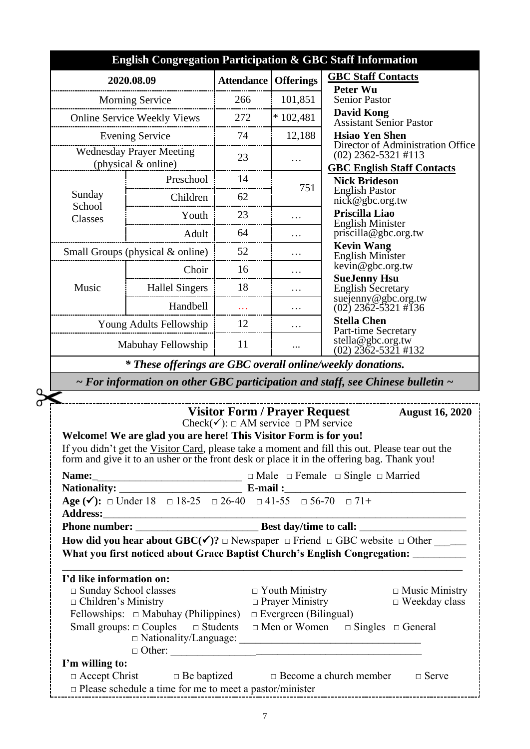## English Congregation Participation & GBC Staff Information

| 2020.08.09 | | Attendance | Offerings |
|---|---|---|---|
| Morning Service | | 266 | 101,851 |
| Online Service Weekly Views | | 272 | * 102,481 |
| Evening Service | | 74 | 12,188 |
| Wednesday Prayer Meeting (physical & online) | | 23 | … |
| Sunday School Classes | Preschool | 14 | 751 |
| | Children | 62 | |
| | Youth | 23 | … |
| | Adult | 64 | … |
| Small Groups (physical & online) | | 52 | … |
| Music | Choir | 16 | … |
| | Hallel Singers | 18 | … |
| | Handbell | … | … |
| Young Adults Fellowship | | 12 | … |
| Mabuhay Fellowship | | 11 | ... |

***** *These offerings are GBC overall online/weekly donations.*

**GBC Staff Contacts**

**Peter Wu**
Senior Pastor

**David Kong**
Assistant Senior Pastor

**Hsiao Yen Shen**
Director of Administration Office
(02) 2362-5321 #113

**GBC English Staff Contacts**

**Nick Brideson**
English Pastor
nick@gbc.org.tw

**Priscilla Liao**
English Minister
priscilla@gbc.org.tw

**Kevin Wang**
English Minister
kevin@gbc.org.tw

**SueJenny Hsu**
English Secretary
suejenny@gbc.org.tw
(02) 2362-5321 #136

**Stella Chen**
Part-time Secretary
stella@gbc.org.tw
(02) 2362-5321 #132

*~ For information on other GBC participation and staff, see Chinese bulletin ~*

---

## Visitor Form / Prayer Request

**August 16, 2020**

Check(✓): □ AM service □ PM service

**Welcome! We are glad you are here! This Visitor Form is for you!**

If you didn't get the Visitor Card, please take a moment and fill this out. Please tear out the form and give it to an usher or the front desk or place it in the offering bag. Thank you!

**Name:**\_\_\_\_\_\_\_\_\_\_\_\_\_\_\_\_\_\_\_\_\_\_\_\_\_\_ □ Male □ Female □ Single □ Married

**Nationality:** \_\_\_\_\_\_\_\_\_\_\_\_\_\_\_\_\_\_\_\_\_\_ **E-mail :**\_\_\_\_\_\_\_\_\_\_\_\_\_\_\_\_\_\_\_\_\_\_\_\_\_\_\_\_\_\_

**Age (✓):** □ Under 18 □ 18-25 □ 26-40 □ 41-55 □ 56-70 □ 71+

**Address:**\_\_\_\_\_\_\_\_\_\_\_\_\_\_\_\_\_\_\_\_\_\_\_\_\_\_\_\_\_\_\_\_\_\_\_\_\_\_\_\_\_\_\_\_\_\_\_\_\_\_\_\_\_\_\_\_\_\_\_\_

**Phone number:** \_\_\_\_\_\_\_\_\_\_\_\_\_\_\_\_\_\_\_\_\_\_ **Best day/time to call:** \_\_\_\_\_\_\_\_\_\_\_\_\_\_\_\_\_\_\_

**How did you hear about GBC(✓)?** □ Newspaper □ Friend □ GBC website □ Other \_\_\_\_\_

**What you first noticed about Grace Baptist Church's English Congregation:** \_\_\_\_\_\_\_\_\_\_

\_\_\_\_\_\_\_\_\_\_\_\_\_\_\_\_\_\_\_\_\_\_\_\_\_\_\_\_\_\_\_\_\_\_\_\_\_\_\_\_\_\_\_\_\_\_\_\_\_\_\_\_\_\_\_\_\_\_\_\_\_\_\_\_\_\_\_\_\_\_\_\_

**I'd like information on:**

□ Sunday School classes □ Youth Ministry □ Music Ministry
□ Children's Ministry □ Prayer Ministry □ Weekday class
Fellowships: □ Mabuhay (Philippines) □ Evergreen (Bilingual)
Small groups: □ Couples □ Students □ Men or Women □ Singles □ General
□ Nationality/Language: \_\_\_\_\_\_\_\_\_\_\_\_\_\_\_\_\_\_\_\_\_\_\_\_\_\_\_\_\_\_\_\_\_\_
□ Other: \_\_\_\_\_\_\_\_\_\_\_\_\_\_\_\_\_\_\_\_\_\_\_\_\_\_\_\_\_\_\_\_\_\_\_\_\_\_\_\_\_\_\_\_

**I'm willing to:**

□ Accept Christ □ Be baptized □ Become a church member □ Serve
□ Please schedule a time for me to meet a pastor/minister